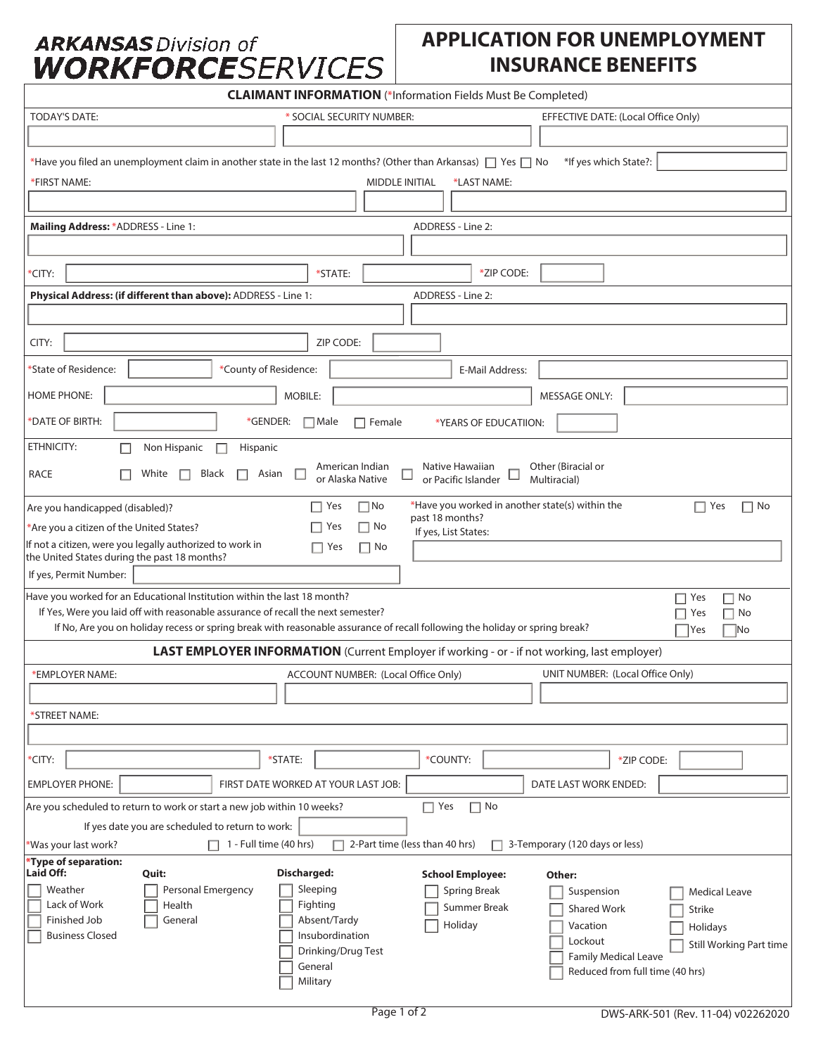**ARKANSAS** Division of **WORKFORCE**SERVICES

# APPLICATION FOR UNEMPLOYMENT INSURANCE BENEFITS

## CLAIMANT INFORMATION (*Information Fields Must Be Completed)

TODAY'S DATE: ______ * SOCIAL SECURITY NUMBER: ______ EFFECTIVE DATE: (Local Office Only) ______

*Have you filed an unemployment claim in another state in the last 12 months? (Other than Arkansas) ☐ Yes ☐ No *If yes which State?: ______

*FIRST NAME: ______ MIDDLE INITIAL ______ *LAST NAME: ______

**Mailing Address:** *ADDRESS - Line 1: ______ ADDRESS - Line 2: ______

*CITY: ______ *STATE: ______ *ZIP CODE: ______

**Physical Address: (if different than above):** ADDRESS - Line 1: ______ ADDRESS - Line 2: ______

CITY: ______ ZIP CODE: ______

*State of Residence: ______ *County of Residence: ______ E-Mail Address: ______

HOME PHONE: ______ MOBILE: ______ MESSAGE ONLY: ______

*DATE OF BIRTH: ______ *GENDER: ☐ Male ☐ Female *YEARS OF EDUCATIION: ______

ETHNICITY: ☐ Non Hispanic ☐ Hispanic

RACE ☐ White ☐ Black ☐ Asian ☐ American Indian or Alaska Native ☐ Native Hawaiian or Pacific Islander ☐ Other (Biracial or Multiracial)

Are you handicapped (disabled)? ☐ Yes ☐ No

*Are you a citizen of the United States? ☐ Yes ☐ No

If not a citizen, were you legally authorized to work in the United States during the past 18 months? ☐ Yes ☐ No

If yes, Permit Number: ______

*Have you worked in another state(s) within the past 18 months? ☐ Yes ☐ No

If yes, List States: ______

Have you worked for an Educational Institution within the last 18 month? ☐ Yes ☐ No

If Yes, Were you laid off with reasonable assurance of recall the next semester? ☐ Yes ☐ No

If No, Are you on holiday recess or spring break with reasonable assurance of recall following the holiday or spring break? ☐ Yes ☐ No

## LAST EMPLOYER INFORMATION (Current Employer if working - or - if not working, last employer)

*EMPLOYER NAME: ______ ACCOUNT NUMBER: (Local Office Only) ______ UNIT NUMBER: (Local Office Only) ______

*STREET NAME: ______

*CITY: ______ *STATE: ______ *COUNTY: ______ *ZIP CODE: ______

EMPLOYER PHONE: ______ FIRST DATE WORKED AT YOUR LAST JOB: ______ DATE LAST WORK ENDED: ______

Are you scheduled to return to work or start a new job within 10 weeks? ☐ Yes ☐ No

If yes date you are scheduled to return to work: ______

*Was your last work? ☐ 1 - Full time (40 hrs) ☐ 2-Part time (less than 40 hrs) ☐ 3-Temporary (120 days or less)

***Type of separation:**

| Laid Off: | Quit: | Discharged: | School Employee: | Other: | |
|---|---|---|---|---|---|
| ☐ Weather | ☐ Personal Emergency | ☐ Sleeping | ☐ Spring Break | ☐ Suspension | ☐ Medical Leave |
| ☐ Lack of Work | ☐ Health | ☐ Fighting | ☐ Summer Break | ☐ Shared Work | ☐ Strike |
| ☐ Finished Job | ☐ General | ☐ Absent/Tardy | ☐ Holiday | ☐ Vacation | ☐ Holidays |
| ☐ Business Closed | | ☐ Insubordination | | ☐ Lockout | ☐ Still Working Part time |
| | | ☐ Drinking/Drug Test | | ☐ Family Medical Leave | |
| | | ☐ General | | ☐ Reduced from full time (40 hrs) | |
| | | ☐ Military | | | |

DWS-ARK-501 (Rev. 11-04) v02262020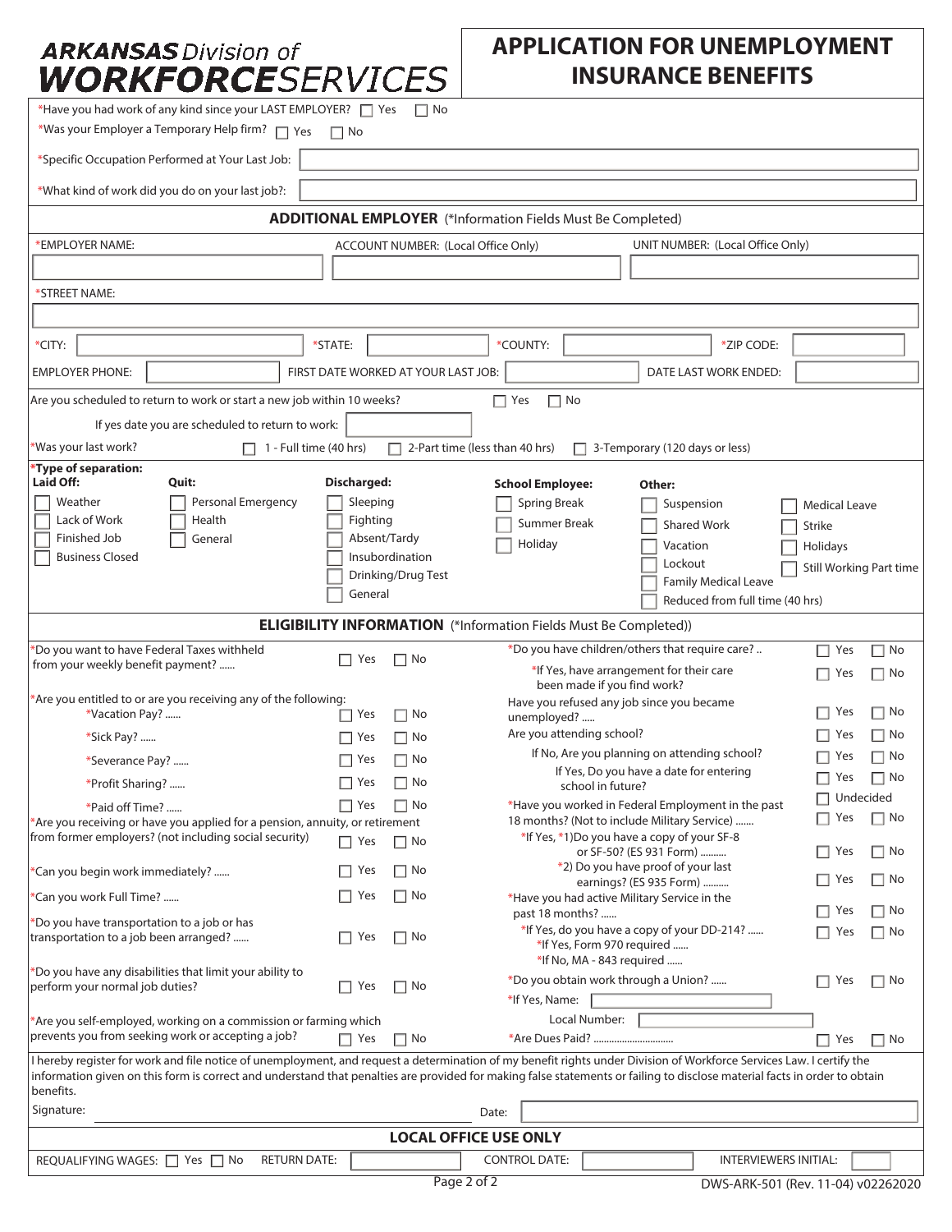# ARKANSAS Division of WORKFORCESERVICES

# APPLICATION FOR UNEMPLOYMENT INSURANCE BENEFITS

*Have you had work of any kind since your LAST EMPLOYER? ☐ Yes ☐ No

*Was your Employer a Temporary Help firm? ☐ Yes ☐ No

*Specific Occupation Performed at Your Last Job:

*What kind of work did you do on your last job?:

## ADDITIONAL EMPLOYER (*Information Fields Must Be Completed)

*EMPLOYER NAME: | ACCOUNT NUMBER: (Local Office Only) | UNIT NUMBER: (Local Office Only)

*STREET NAME:

*CITY: | *STATE: | *COUNTY: | *ZIP CODE:

EMPLOYER PHONE: | FIRST DATE WORKED AT YOUR LAST JOB: | DATE LAST WORK ENDED:

Are you scheduled to return to work or start a new job within 10 weeks? ☐ Yes ☐ No

If yes date you are scheduled to return to work:

*Was your last work? ☐ 1 - Full time (40 hrs) ☐ 2-Part time (less than 40 hrs) ☐ 3-Temporary (120 days or less)

*Type of separation:

| Laid Off: | Quit: | Discharged: | School Employee: | Other: | |
|---|---|---|---|---|---|
| ☐ Weather | ☐ Personal Emergency | ☐ Sleeping | ☐ Spring Break | ☐ Suspension | ☐ Medical Leave |
| ☐ Lack of Work | ☐ Health | ☐ Fighting | ☐ Summer Break | ☐ Shared Work | ☐ Strike |
| ☐ Finished Job | ☐ General | ☐ Absent/Tardy | ☐ Holiday | ☐ Vacation | ☐ Holidays |
| ☐ Business Closed | | ☐ Insubordination | | ☐ Lockout | ☐ Still Working Part time |
| | | ☐ Drinking/Drug Test | | ☐ Family Medical Leave | |
| | | ☐ General | | ☐ Reduced from full time (40 hrs) | |

## ELIGIBILITY INFORMATION (*Information Fields Must Be Completed))

*Do you want to have Federal Taxes withheld from your weekly benefit payment? ...... ☐ Yes ☐ No

*Are you entitled to or are you receiving any of the following:

- *Vacation Pay? ...... ☐ Yes ☐ No
- *Sick Pay? ...... ☐ Yes ☐ No
- *Severance Pay? ...... ☐ Yes ☐ No
- *Profit Sharing? ...... ☐ Yes ☐ No
- *Paid off Time? ...... ☐ Yes ☐ No

*Are you receiving or have you applied for a pension, annuity, or retirement from former employers? (not including social security) ☐ Yes ☐ No

*Can you begin work immediately? ...... ☐ Yes ☐ No

*Can you work Full Time? ...... ☐ Yes ☐ No

*Do you have transportation to a job or has transportation to a job been arranged? ...... ☐ Yes ☐ No

*Do you have any disabilities that limit your ability to perform your normal job duties? ☐ Yes ☐ No

*Are you self-employed, working on a commission or farming which prevents you from seeking work or accepting a job? ☐ Yes ☐ No

*Do you have children/others that require care? .. ☐ Yes ☐ No

*If Yes, have arrangement for their care been made if you find work? ☐ Yes ☐ No

Have you refused any job since you became unemployed? ..... ☐ Yes ☐ No

Are you attending school? ☐ Yes ☐ No

If No, Are you planning on attending school? ☐ Yes ☐ No

If Yes, Do you have a date for entering school in future? ☐ Yes ☐ No ☐ Undecided

*Have you worked in Federal Employment in the past 18 months? (Not to include Military Service) ....... ☐ Yes ☐ No

*If Yes, *1)Do you have a copy of your SF-8 or SF-50? (ES 931 Form) .......... ☐ Yes ☐ No

*2) Do you have proof of your last earnings? (ES 935 Form) .......... ☐ Yes ☐ No

*Have you had active Military Service in the past 18 months? ...... ☐ Yes ☐ No

*If Yes, do you have a copy of your DD-214? ...... ☐ Yes ☐ No

*If Yes, Form 970 required ......

*If No, MA - 843 required ......

*Do you obtain work through a Union? ...... ☐ Yes ☐ No

*If Yes, Name:

Local Number:

*Are Dues Paid? .............................. ☐ Yes ☐ No

I hereby register for work and file notice of unemployment, and request a determination of my benefit rights under Division of Workforce Services Law. I certify the information given on this form is correct and understand that penalties are provided for making false statements or failing to disclose material facts in order to obtain benefits.

Signature: | Date:

## LOCAL OFFICE USE ONLY

REQUALIFYING WAGES: ☐ Yes ☐ No | RETURN DATE: | CONTROL DATE: | INTERVIEWERS INITIAL:

DWS-ARK-501 (Rev. 11-04) v02262020